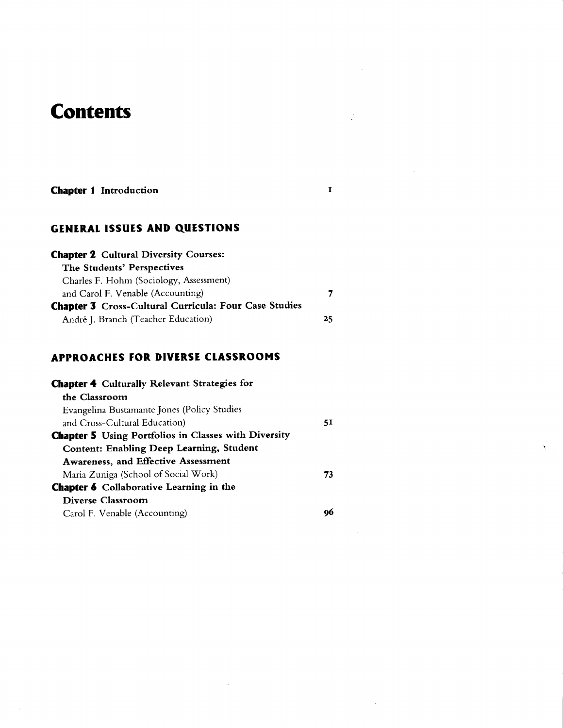# Contents

**Chapter 1** Introduction 1

## GENERAL ISSUES AND QUESTIONS

**Chapter 2 Cultural Diversity Courses: The Students' Perspectives**
Charles F. Hohm (Sociology, Assessment) and Carol F. Venable (Accounting) 7

**Chapter 3 Cross-Cultural Curricula: Four Case Studies**
André J. Branch (Teacher Education) 25

## APPROACHES FOR DIVERSE CLASSROOMS

**Chapter 4 Culturally Relevant Strategies for the Classroom**
Evangelina Bustamante Jones (Policy Studies and Cross-Cultural Education) 51

**Chapter 5 Using Portfolios in Classes with Diversity Content: Enabling Deep Learning, Student Awareness, and Effective Assessment**
Maria Zuniga (School of Social Work) 73

**Chapter 6 Collaborative Learning in the Diverse Classroom**
Carol F. Venable (Accounting) 96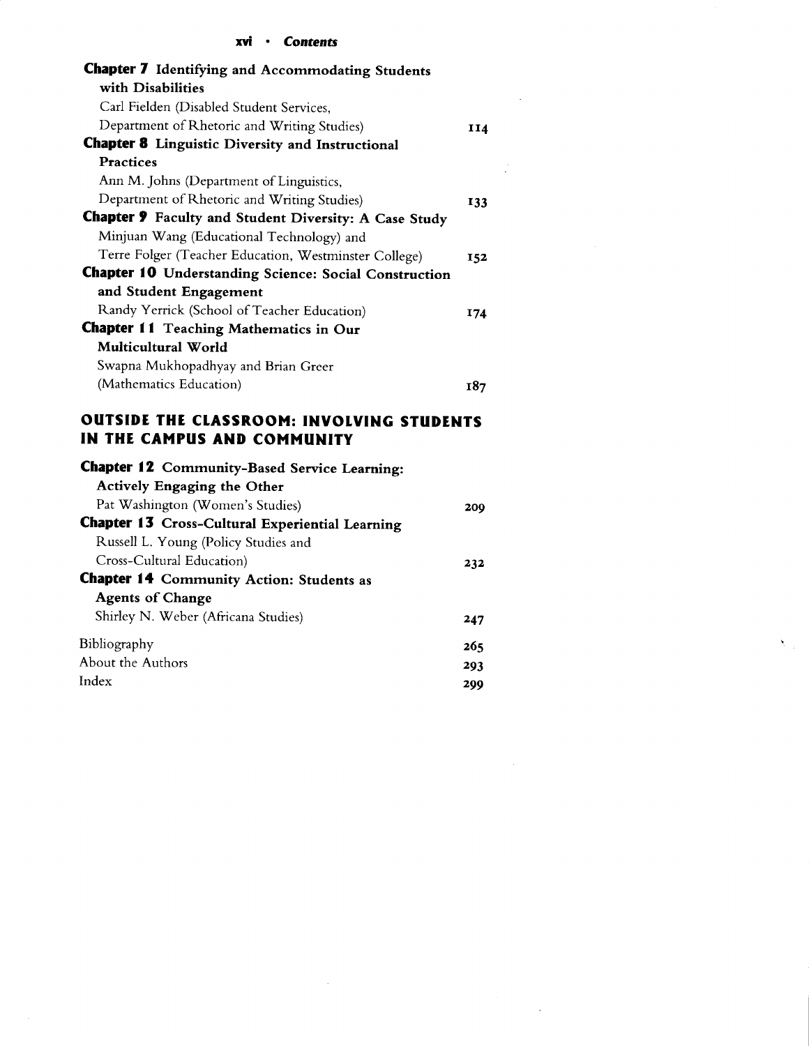**Chapter 7** **Identifying and Accommodating Students with Disabilities**
Carl Fielden (Disabled Student Services, Department of Rhetoric and Writing Studies) 114

**Chapter 8** **Linguistic Diversity and Instructional Practices**
Ann M. Johns (Department of Linguistics, Department of Rhetoric and Writing Studies) 133

**Chapter 9** **Faculty and Student Diversity: A Case Study**
Minjuan Wang (Educational Technology) and Terre Folger (Teacher Education, Westminster College) 152

**Chapter 10** **Understanding Science: Social Construction and Student Engagement**
Randy Yerrick (School of Teacher Education) 174

**Chapter 11** **Teaching Mathematics in Our Multicultural World**
Swapna Mukhopadhyay and Brian Greer (Mathematics Education) 187

## OUTSIDE THE CLASSROOM: INVOLVING STUDENTS IN THE CAMPUS AND COMMUNITY

**Chapter 12** **Community-Based Service Learning: Actively Engaging the Other**
Pat Washington (Women's Studies) 209

**Chapter 13** **Cross-Cultural Experiential Learning**
Russell L. Young (Policy Studies and Cross-Cultural Education) 232

**Chapter 14** **Community Action: Students as Agents of Change**
Shirley N. Weber (Africana Studies) 247

Bibliography 265

About the Authors 293

Index 299